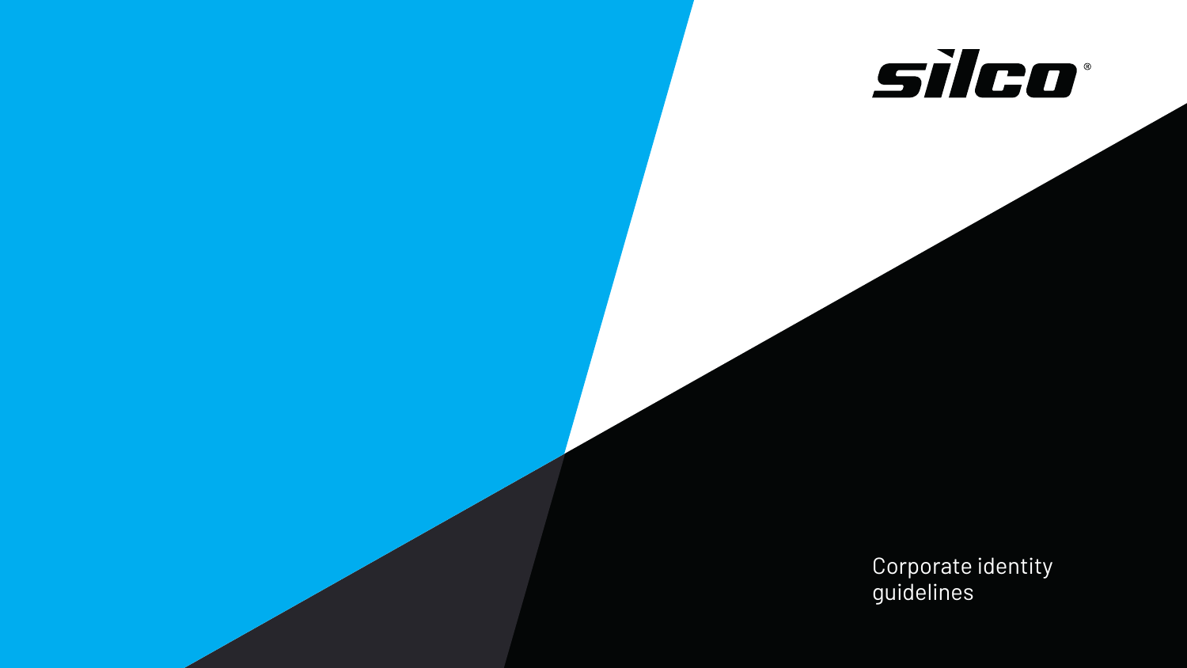silco®

Corporate identity guidelines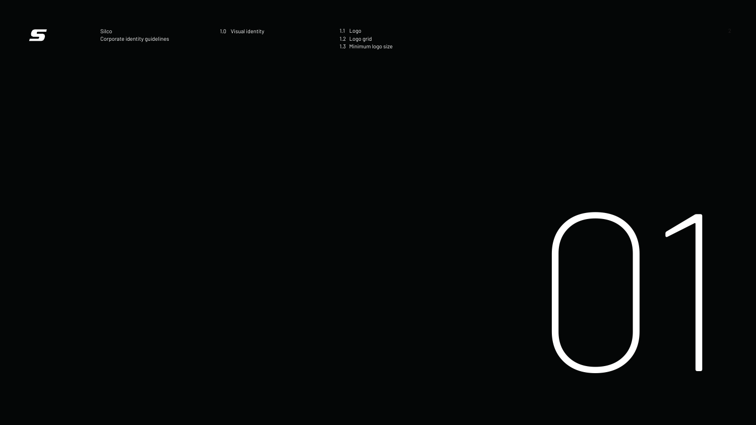Silco
Corporate identity guidelines

1.0 Visual identity

1.1 Logo
1.2 Logo grid
1.3 Minimum logo size

# 01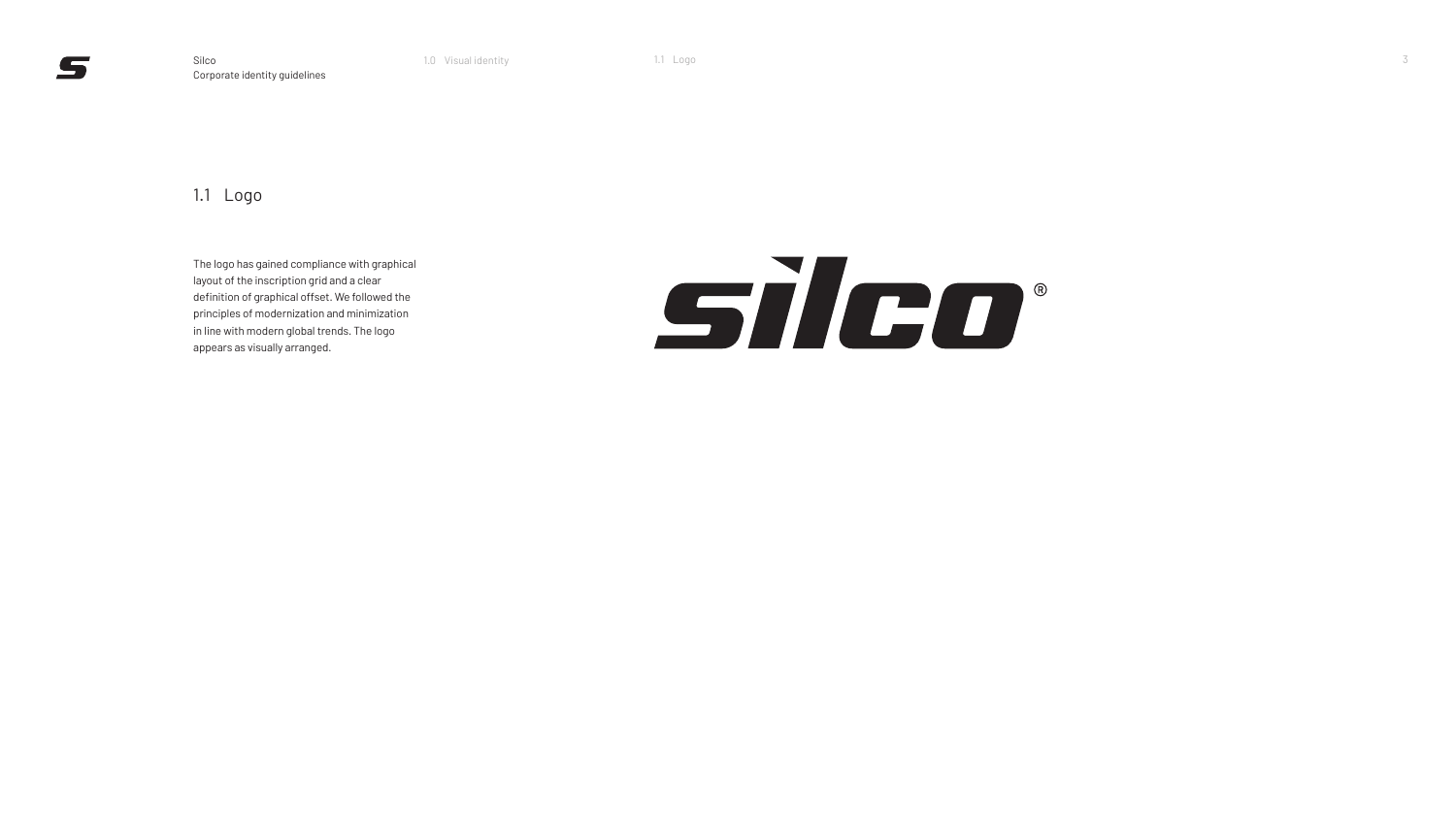## 1.1 Logo

The logo has gained compliance with graphical layout of the inscription grid and a clear definition of graphical offset. We followed the principles of modernization and minimization in line with modern global trends. The logo appears as visually arranged.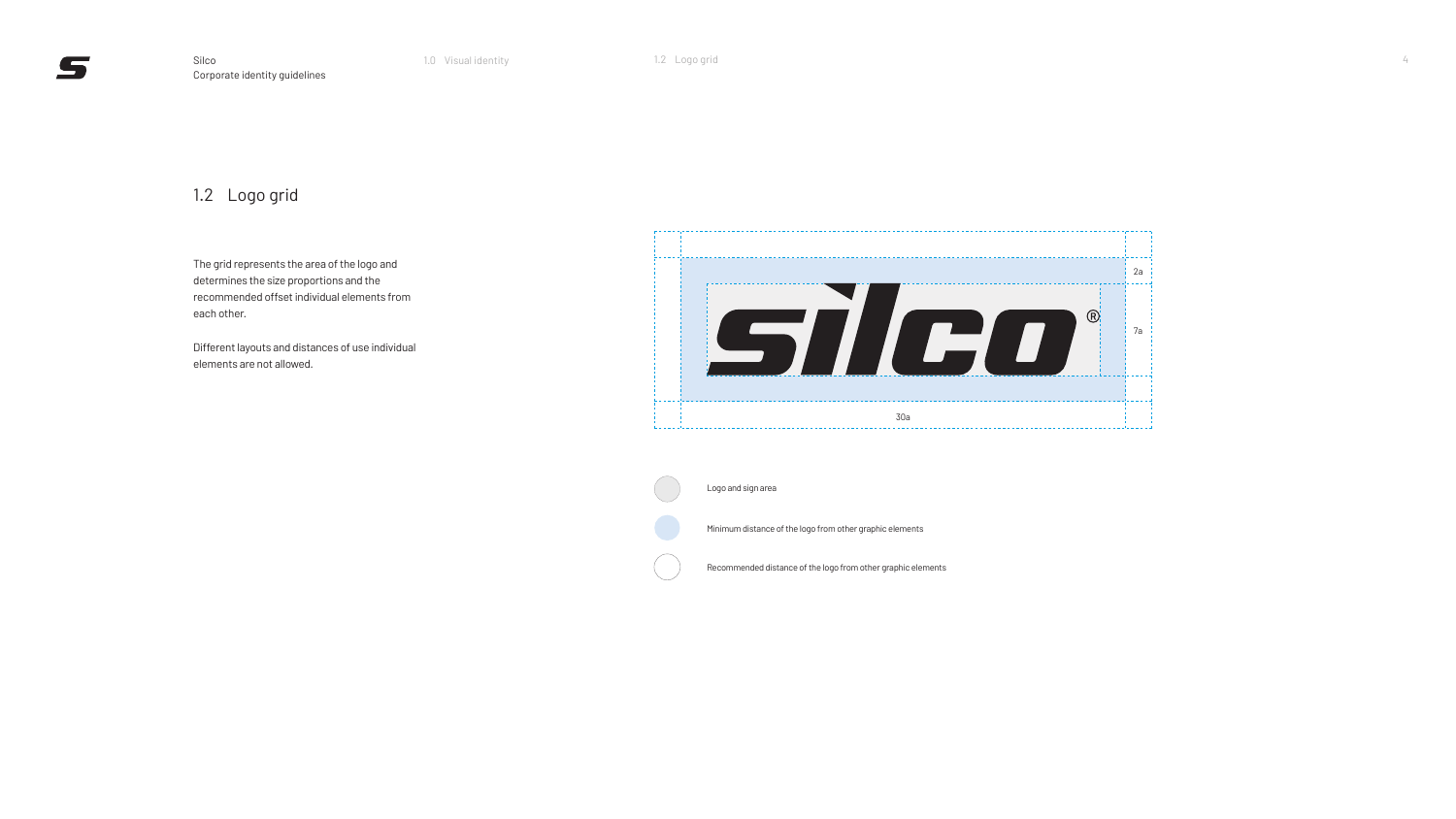## 1.2 Logo grid

The grid represents the area of the logo and determines the size proportions and the recommended offset individual elements from each other.

Different layouts and distances of use individual elements are not allowed.

2a

7a

30a

Logo and sign area

Minimum distance of the logo from other graphic elements

Recommended distance of the logo from other graphic elements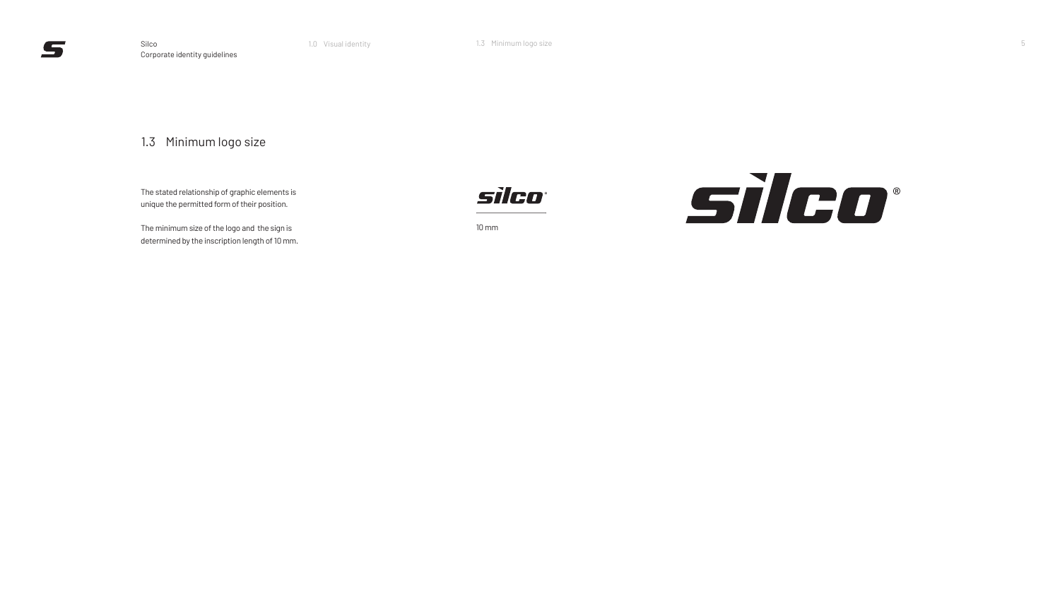## 1.3 Minimum logo size

The stated relationship of graphic elements is unique the permitted form of their position.

The minimum size of the logo and the sign is determined by the inscription length of 10 mm.

10 mm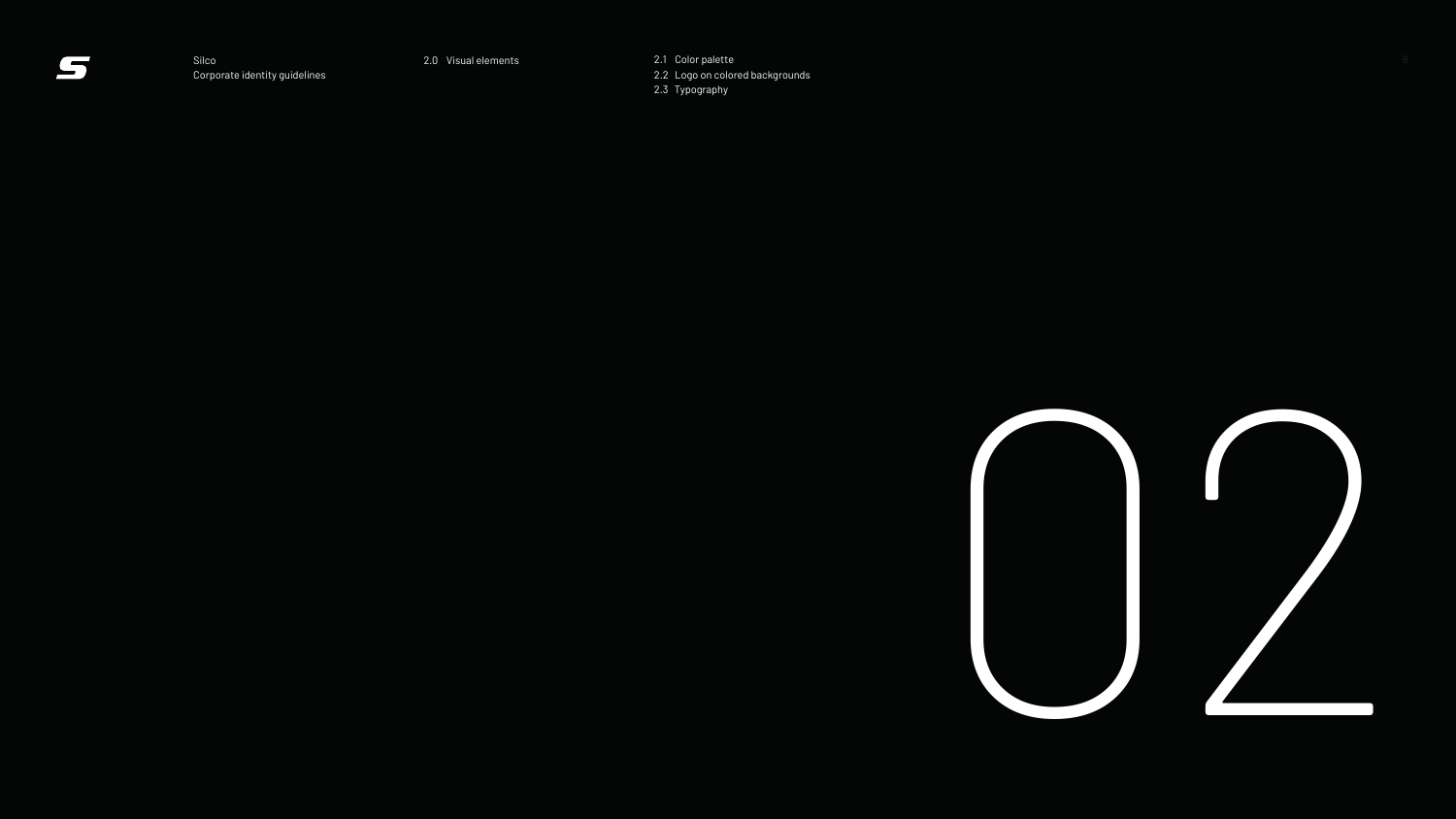Silco
Corporate identity guidelines

2.0 Visual elements

2.1 Color palette
2.2 Logo on colored backgrounds
2.3 Typography

# 02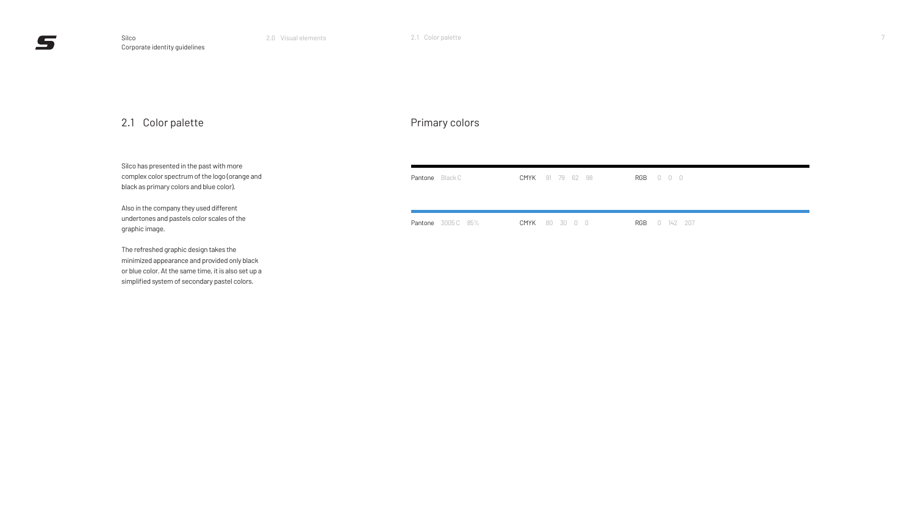## 2.1 Color palette

Silco has presented in the past with more complex color spectrum of the logo (orange and black as primary colors and blue color).

Also in the company they used different undertones and pastels color scales of the graphic image.

The refreshed graphic design takes the minimized appearance and provided only black or blue color. At the same time, it is also set up a simplified system of secondary pastel colors.

### Primary colors

| Pantone | CMYK | RGB |
| --- | --- | --- |
| Black C | 91 79 62 98 | 0 0 0 |
| 3005 C 85% | 80 30 0 0 | 0 142 207 |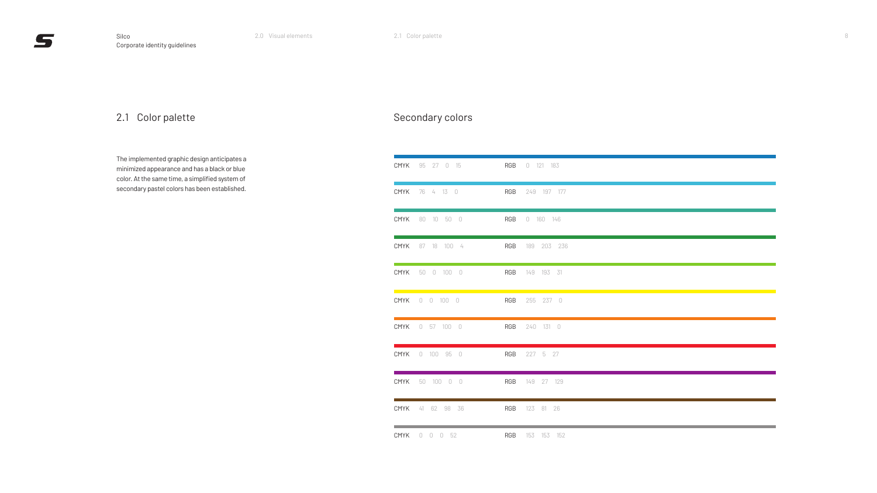## 2.1 Color palette

The implemented graphic design anticipates a minimized appearance and has a black or blue color. At the same time, a simplified system of secondary pastel colors has been established.

## Secondary colors

| CMYK | RGB |
|---|---|
| 95 27 0 15 | 0 121 183 |
| 76 4 13 0 | 249 197 177 |
| 80 10 50 0 | 0 160 146 |
| 87 18 100 4 | 189 203 236 |
| 50 0 100 0 | 149 193 31 |
| 0 0 100 0 | 255 237 0 |
| 0 57 100 0 | 240 131 0 |
| 0 100 95 0 | 227 5 27 |
| 50 100 0 0 | 149 27 129 |
| 41 62 98 36 | 123 81 26 |
| 0 0 0 52 | 153 153 152 |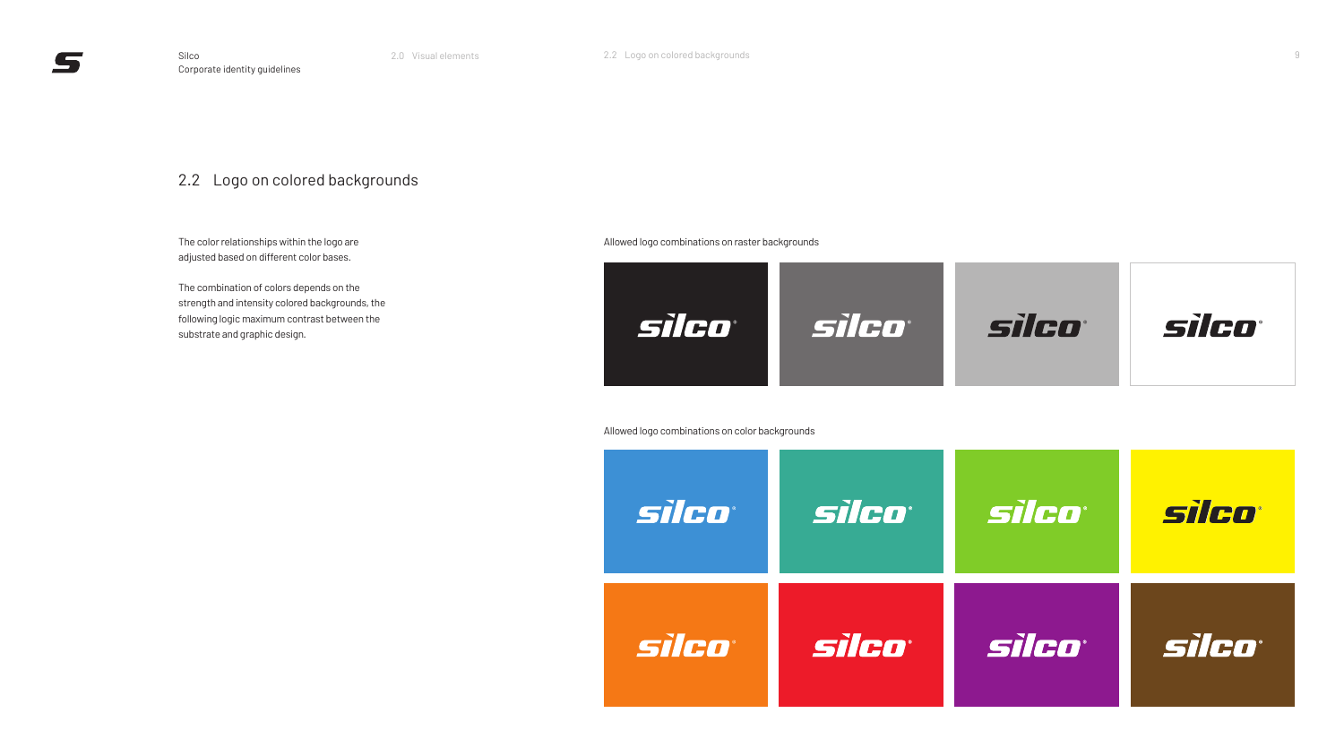## 2.2 Logo on colored backgrounds

The color relationships within the logo are adjusted based on different color bases.

The combination of colors depends on the strength and intensity colored backgrounds, the following logic maximum contrast between the substrate and graphic design.

Allowed logo combinations on raster backgrounds

Allowed logo combinations on color backgrounds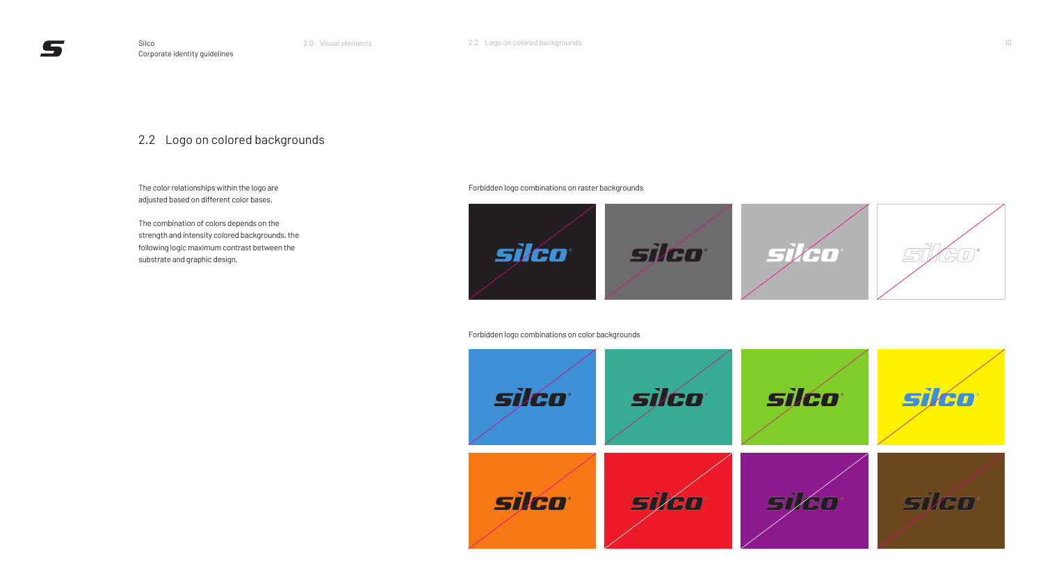## 2.2 Logo on colored backgrounds

The color relationships within the logo are adjusted based on different color bases.

The combination of colors depends on the strength and intensity colored backgrounds, the following logic maximum contrast between the substrate and graphic design.

Forbidden logo combinations on raster backgrounds

Forbidden logo combinations on color backgrounds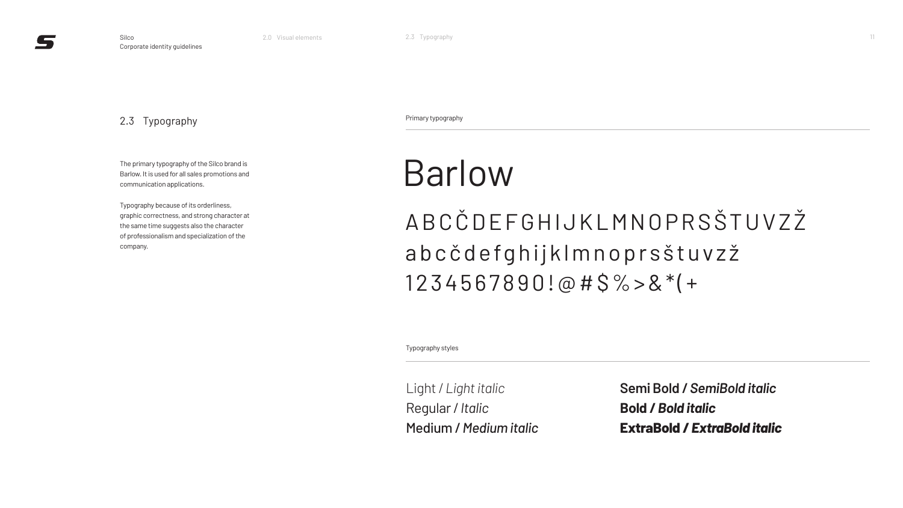## 2.3 Typography

The primary typography of the Silco brand is Barlow. It is used for all sales promotions and communication applications.

Typography because of its orderliness, graphic correctness, and strong character at the same time suggests also the character of professionalism and specialization of the company.

Primary typography

# Barlow

A B C Č D E F G H I J K L M N O P R S Š T U V Z Ž
a b c č d e f g h i j k l m n o p r s š t u v z ž
1 2 3 4 5 6 7 8 9 0 ! @ # $ % > & * ( +

Typography styles

Light / *Light italic*
Regular / *Italic*
Medium / *Medium italic*
**Semi Bold / *SemiBold italic***
**Bold / *Bold italic***
**ExtraBold / *ExtraBold italic***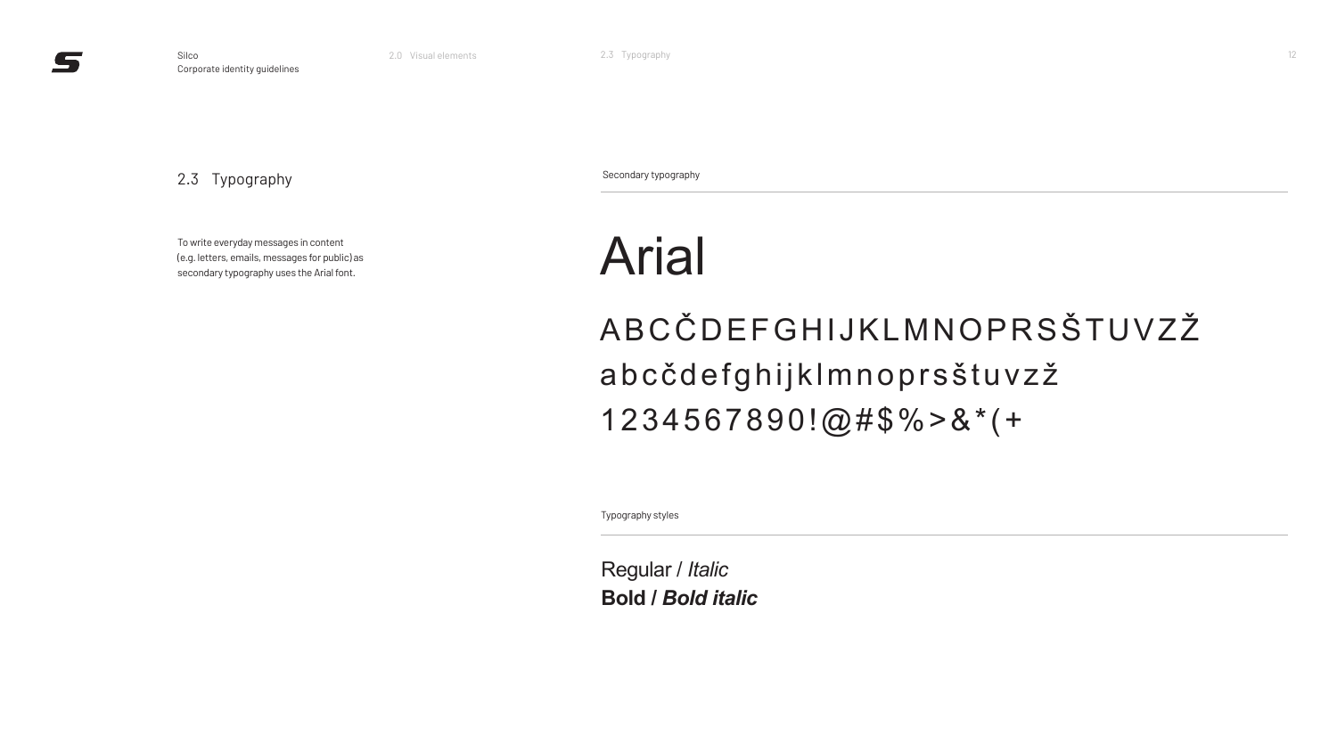## 2.3 Typography

To write everyday messages in content (e.g. letters, emails, messages for public) as secondary typography uses the Arial font.

Secondary typography

# Arial

ABCČDEFGHIJKLMNOPRSŠTUVZŽ
abcčdefghijklmnoprsštuvzž
1234567890!@#$%>&*(+

Typography styles

Regular / *Italic*
**Bold /** ***Bold italic***